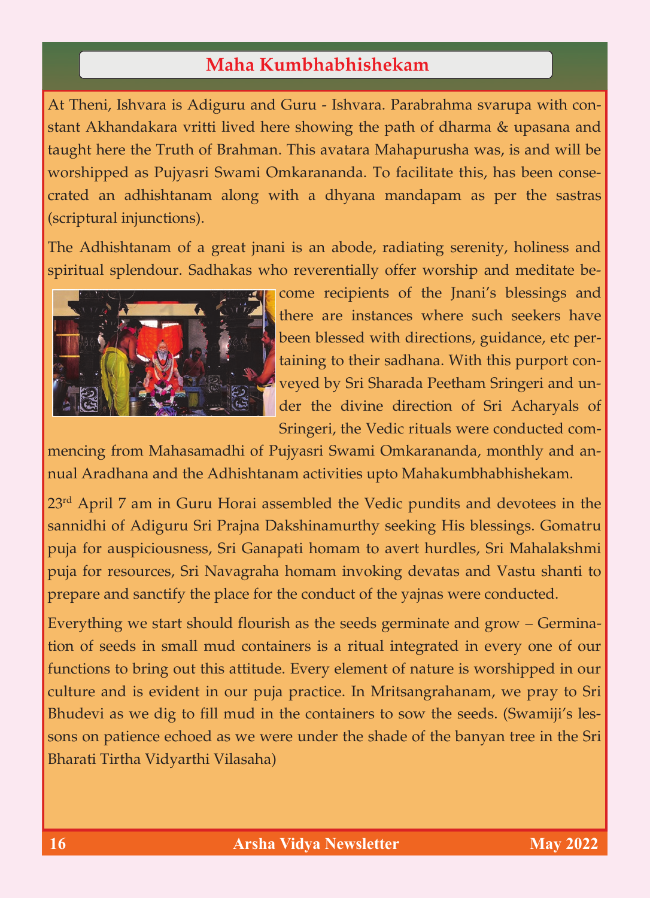# Maha Kumbhabhishekam

At Theni, Ishvara is Adiguru and Guru - Ishvara. Parabrahma svarupa with constant Akhandakara vritti lived here showing the path of dharma & upasana and taught here the Truth of Brahman. This avatara Mahapurusha was, is and will be worshipped as Pujyasri Swami Omkarananda. To facilitate this, has been consecrated an adhishtanam along with a dhyana mandapam as per the sastras (scriptural injunctions).

The Adhishtanam of a great jnani is an abode, radiating serenity, holiness and spiritual splendour. Sadhakas who reverentially offer worship and meditate become recipients of the Jnani's blessings and there are instances where such seekers have been blessed with directions, guidance, etc pertaining to their sadhana. With this purport conveyed by Sri Sharada Peetham Sringeri and under the divine direction of Sri Acharyals of Sringeri, the Vedic rituals were conducted commencing from Mahasamadhi of Pujyasri Swami Omkarananda, monthly and annual Aradhana and the Adhishtanam activities upto Mahakumbhabhishekam.

23rd April 7 am in Guru Horai assembled the Vedic pundits and devotees in the sannidhi of Adiguru Sri Prajna Dakshinamurthy seeking His blessings. Gomatru puja for auspiciousness, Sri Ganapati homam to avert hurdles, Sri Mahalakshmi puja for resources, Sri Navagraha homam invoking devatas and Vastu shanti to prepare and sanctify the place for the conduct of the yajnas were conducted.

Everything we start should flourish as the seeds germinate and grow – Germination of seeds in small mud containers is a ritual integrated in every one of our functions to bring out this attitude. Every element of nature is worshipped in our culture and is evident in our puja practice. In Mritsangrahanam, we pray to Sri Bhudevi as we dig to fill mud in the containers to sow the seeds. (Swamiji's lessons on patience echoed as we were under the shade of the banyan tree in the Sri Bharati Tirtha Vidyarthi Vilasaha)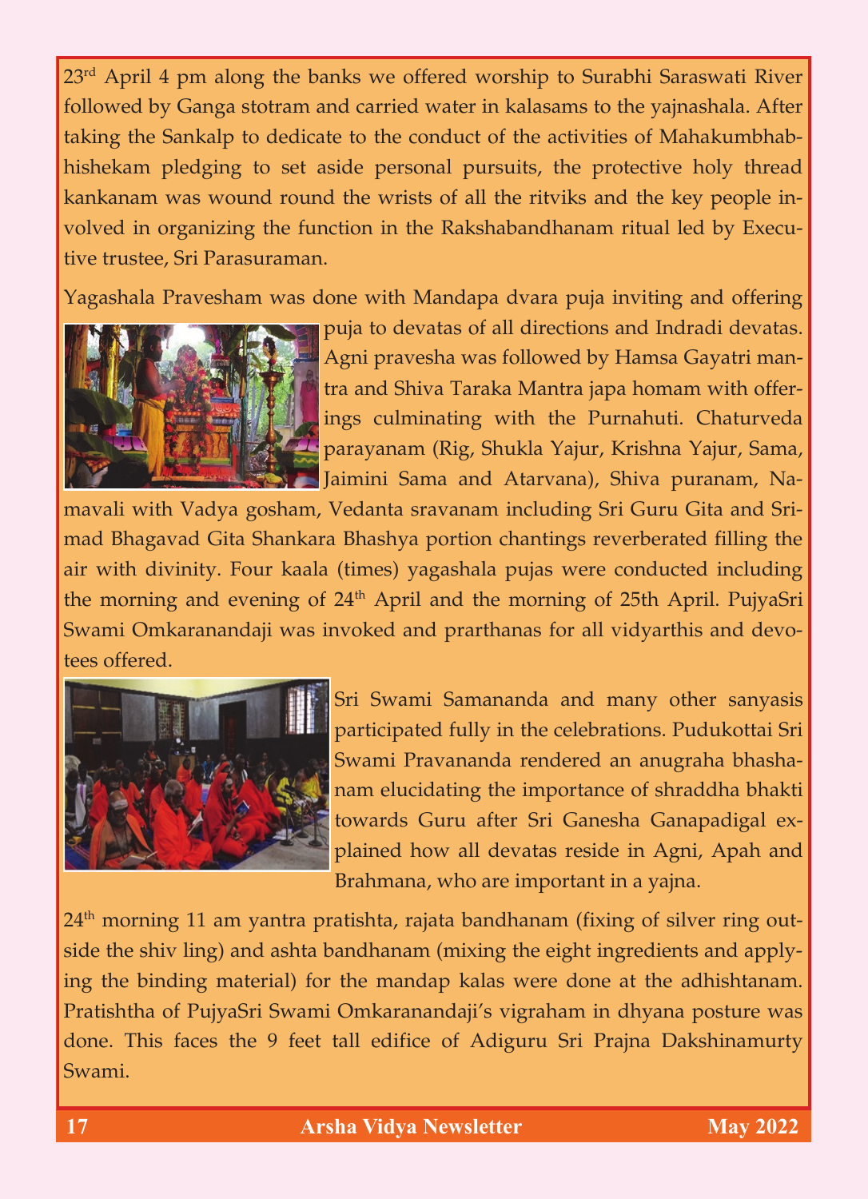23rd April 4 pm along the banks we offered worship to Surabhi Saraswati River followed by Ganga stotram and carried water in kalasams to the yajnashala. After taking the Sankalp to dedicate to the conduct of the activities of Mahakumbhabhishekam pledging to set aside personal pursuits, the protective holy thread kankanam was wound round the wrists of all the ritviks and the key people involved in organizing the function in the Rakshabandhanam ritual led by Executive trustee, Sri Parasuraman.

Yagashala Pravesham was done with Mandapa dvara puja inviting and offering puja to devatas of all directions and Indradi devatas. Agni pravesha was followed by Hamsa Gayatri mantra and Shiva Taraka Mantra japa homam with offerings culminating with the Purnahuti. Chaturveda parayanam (Rig, Shukla Yajur, Krishna Yajur, Sama, Jaimini Sama and Atarvana), Shiva puranam, Namavali with Vadya gosham, Vedanta sravanam including Sri Guru Gita and Srimad Bhagavad Gita Shankara Bhashya portion chantings reverberated filling the air with divinity. Four kaala (times) yagashala pujas were conducted including the morning and evening of 24th April and the morning of 25th April. PujyaSri Swami Omkaranandaji was invoked and prarthanas for all vidyarthis and devotees offered.

Sri Swami Samananda and many other sanyasis participated fully in the celebrations. Pudukottai Sri Swami Pravananda rendered an anugraha bhashanam elucidating the importance of shraddha bhakti towards Guru after Sri Ganesha Ganapadigal explained how all devatas reside in Agni, Apah and Brahmana, who are important in a yajna.

24th morning 11 am yantra pratishta, rajata bandhanam (fixing of silver ring outside the shiv ling) and ashta bandhanam (mixing the eight ingredients and applying the binding material) for the mandap kalas were done at the adhishtanam. Pratishtha of PujyaSri Swami Omkaranandaji's vigraham in dhyana posture was done. This faces the 9 feet tall edifice of Adiguru Sri Prajna Dakshinamurty Swami.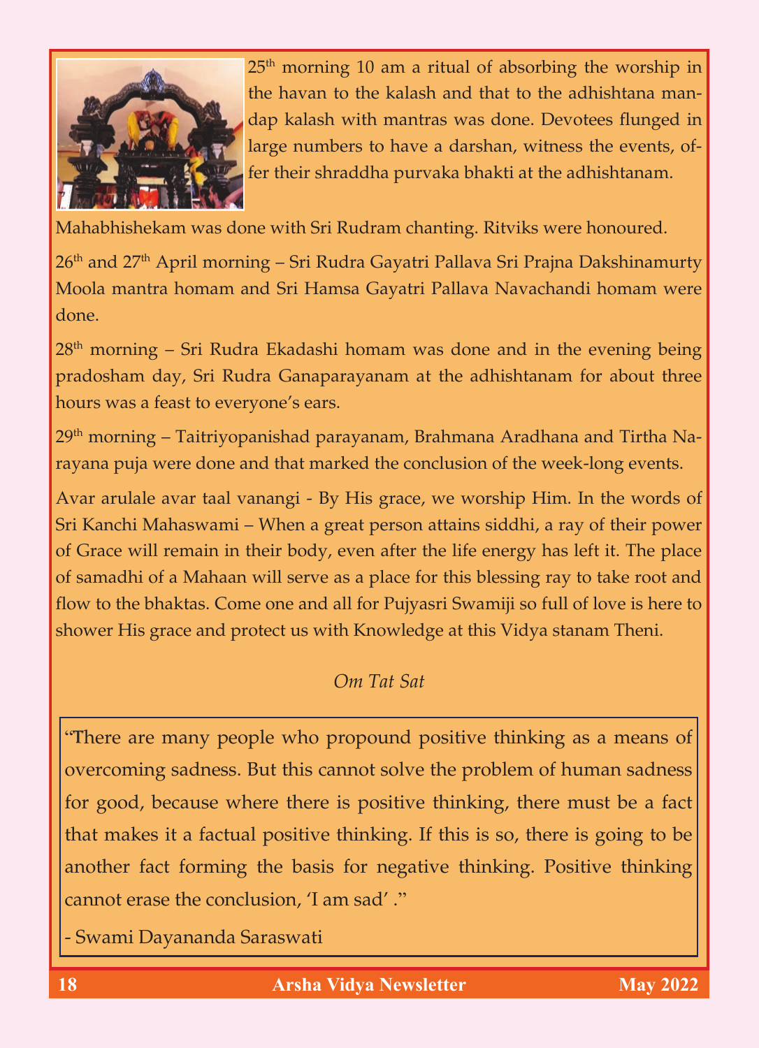25th morning 10 am a ritual of absorbing the worship in the havan to the kalash and that to the adhishtana mandap kalash with mantras was done. Devotees flunged in large numbers to have a darshan, witness the events, offer their shraddha purvaka bhakti at the adhishtanam.

Mahabhishekam was done with Sri Rudram chanting. Ritviks were honoured.

26th and 27th April morning – Sri Rudra Gayatri Pallava Sri Prajna Dakshinamurty Moola mantra homam and Sri Hamsa Gayatri Pallava Navachandi homam were done.

28th morning – Sri Rudra Ekadashi homam was done and in the evening being pradosham day, Sri Rudra Ganaparayanam at the adhishtanam for about three hours was a feast to everyone's ears.

29th morning – Taitriyopanishad parayanam, Brahmana Aradhana and Tirtha Narayana puja were done and that marked the conclusion of the week-long events.

Avar arulale avar taal vanangi - By His grace, we worship Him. In the words of Sri Kanchi Mahaswami – When a great person attains siddhi, a ray of their power of Grace will remain in their body, even after the life energy has left it. The place of samadhi of a Mahaan will serve as a place for this blessing ray to take root and flow to the bhaktas. Come one and all for Pujyasri Swamiji so full of love is here to shower His grace and protect us with Knowledge at this Vidya stanam Theni.

*Om Tat Sat*

"There are many people who propound positive thinking as a means of overcoming sadness. But this cannot solve the problem of human sadness for good, because where there is positive thinking, there must be a fact that makes it a factual positive thinking. If this is so, there is going to be another fact forming the basis for negative thinking. Positive thinking cannot erase the conclusion, 'I am sad' ."

- Swami Dayananda Saraswati